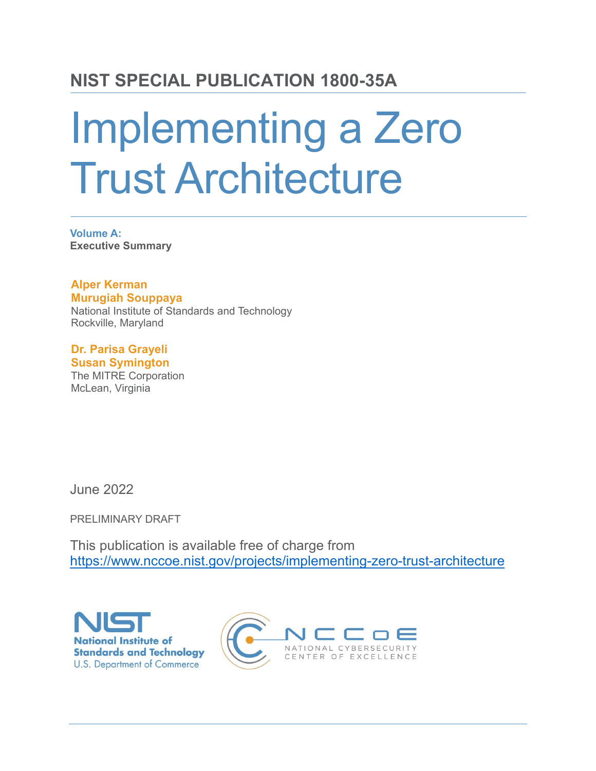## NIST SPECIAL PUBLICATION 1800-35A

# Implementing a Zero Trust Architecture

**Volume A:**
**Executive Summary**

**Alper Kerman**
**Murugiah Souppaya**
National Institute of Standards and Technology
Rockville, Maryland

**Dr. Parisa Grayeli**
**Susan Symington**
The MITRE Corporation
McLean, Virginia

June 2022

PRELIMINARY DRAFT

This publication is available free of charge from
https://www.nccoe.nist.gov/projects/implementing-zero-trust-architecture

NIST
National Institute of Standards and Technology
U.S. Department of Commerce

NCCoE
NATIONAL CYBERSECURITY
CENTER OF EXCELLENCE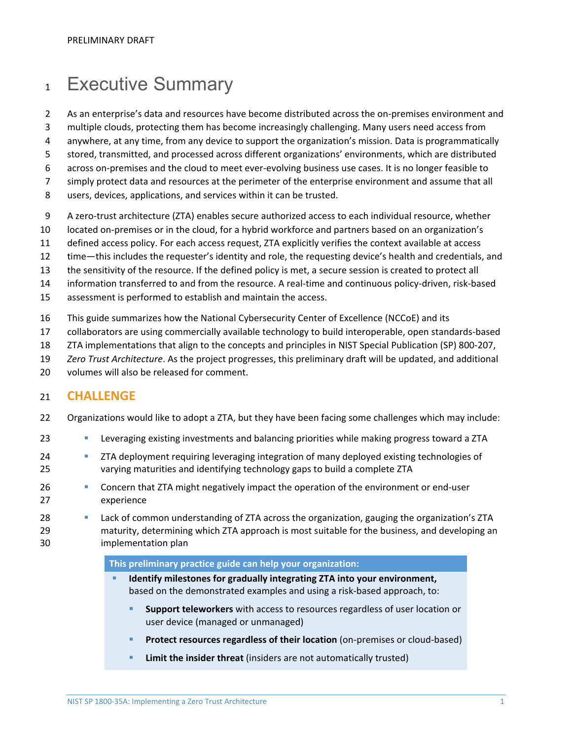# Executive Summary

As an enterprise's data and resources have become distributed across the on-premises environment and multiple clouds, protecting them has become increasingly challenging. Many users need access from anywhere, at any time, from any device to support the organization's mission. Data is programmatically stored, transmitted, and processed across different organizations' environments, which are distributed across on-premises and the cloud to meet ever-evolving business use cases. It is no longer feasible to simply protect data and resources at the perimeter of the enterprise environment and assume that all users, devices, applications, and services within it can be trusted.

A zero-trust architecture (ZTA) enables secure authorized access to each individual resource, whether located on-premises or in the cloud, for a hybrid workforce and partners based on an organization's defined access policy. For each access request, ZTA explicitly verifies the context available at access time—this includes the requester's identity and role, the requesting device's health and credentials, and the sensitivity of the resource. If the defined policy is met, a secure session is created to protect all information transferred to and from the resource. A real-time and continuous policy-driven, risk-based assessment is performed to establish and maintain the access.

This guide summarizes how the National Cybersecurity Center of Excellence (NCCoE) and its collaborators are using commercially available technology to build interoperable, open standards-based ZTA implementations that align to the concepts and principles in NIST Special Publication (SP) 800-207, *Zero Trust Architecture*. As the project progresses, this preliminary draft will be updated, and additional volumes will also be released for comment.

## CHALLENGE

Organizations would like to adopt a ZTA, but they have been facing some challenges which may include:

- Leveraging existing investments and balancing priorities while making progress toward a ZTA
- ZTA deployment requiring leveraging integration of many deployed existing technologies of varying maturities and identifying technology gaps to build a complete ZTA
- Concern that ZTA might negatively impact the operation of the environment or end-user experience
- Lack of common understanding of ZTA across the organization, gauging the organization's ZTA maturity, determining which ZTA approach is most suitable for the business, and developing an implementation plan

**This preliminary practice guide can help your organization:**

- **Identify milestones for gradually integrating ZTA into your environment,** based on the demonstrated examples and using a risk-based approach, to:
  - **Support teleworkers** with access to resources regardless of user location or user device (managed or unmanaged)
  - **Protect resources regardless of their location** (on-premises or cloud-based)
  - **Limit the insider threat** (insiders are not automatically trusted)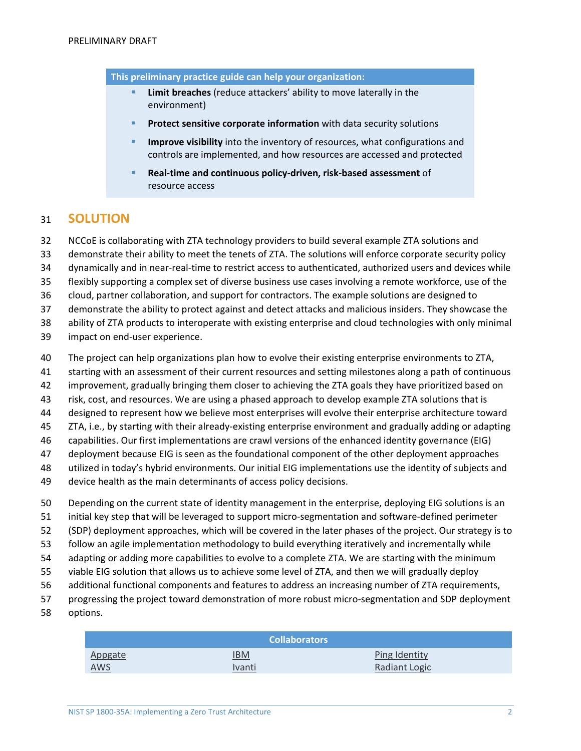**This preliminary practice guide can help your organization:**

- **Limit breaches** (reduce attackers' ability to move laterally in the environment)
- **Protect sensitive corporate information** with data security solutions
- **Improve visibility** into the inventory of resources, what configurations and controls are implemented, and how resources are accessed and protected
- **Real-time and continuous policy-driven, risk-based assessment** of resource access

## SOLUTION

NCCoE is collaborating with ZTA technology providers to build several example ZTA solutions and demonstrate their ability to meet the tenets of ZTA. The solutions will enforce corporate security policy dynamically and in near-real-time to restrict access to authenticated, authorized users and devices while flexibly supporting a complex set of diverse business use cases involving a remote workforce, use of the cloud, partner collaboration, and support for contractors. The example solutions are designed to demonstrate the ability to protect against and detect attacks and malicious insiders. They showcase the ability of ZTA products to interoperate with existing enterprise and cloud technologies with only minimal impact on end-user experience.

The project can help organizations plan how to evolve their existing enterprise environments to ZTA, starting with an assessment of their current resources and setting milestones along a path of continuous improvement, gradually bringing them closer to achieving the ZTA goals they have prioritized based on risk, cost, and resources. We are using a phased approach to develop example ZTA solutions that is designed to represent how we believe most enterprises will evolve their enterprise architecture toward ZTA, i.e., by starting with their already-existing enterprise environment and gradually adding or adapting capabilities. Our first implementations are crawl versions of the enhanced identity governance (EIG) deployment because EIG is seen as the foundational component of the other deployment approaches utilized in today's hybrid environments. Our initial EIG implementations use the identity of subjects and device health as the main determinants of access policy decisions.

Depending on the current state of identity management in the enterprise, deploying EIG solutions is an initial key step that will be leveraged to support micro-segmentation and software-defined perimeter (SDP) deployment approaches, which will be covered in the later phases of the project. Our strategy is to follow an agile implementation methodology to build everything iteratively and incrementally while adapting or adding more capabilities to evolve to a complete ZTA. We are starting with the minimum viable EIG solution that allows us to achieve some level of ZTA, and then we will gradually deploy additional functional components and features to address an increasing number of ZTA requirements, progressing the project toward demonstration of more robust micro-segmentation and SDP deployment options.

| Collaborators | | |
|---|---|---|
| Appgate | IBM | Ping Identity |
| AWS | Ivanti | Radiant Logic |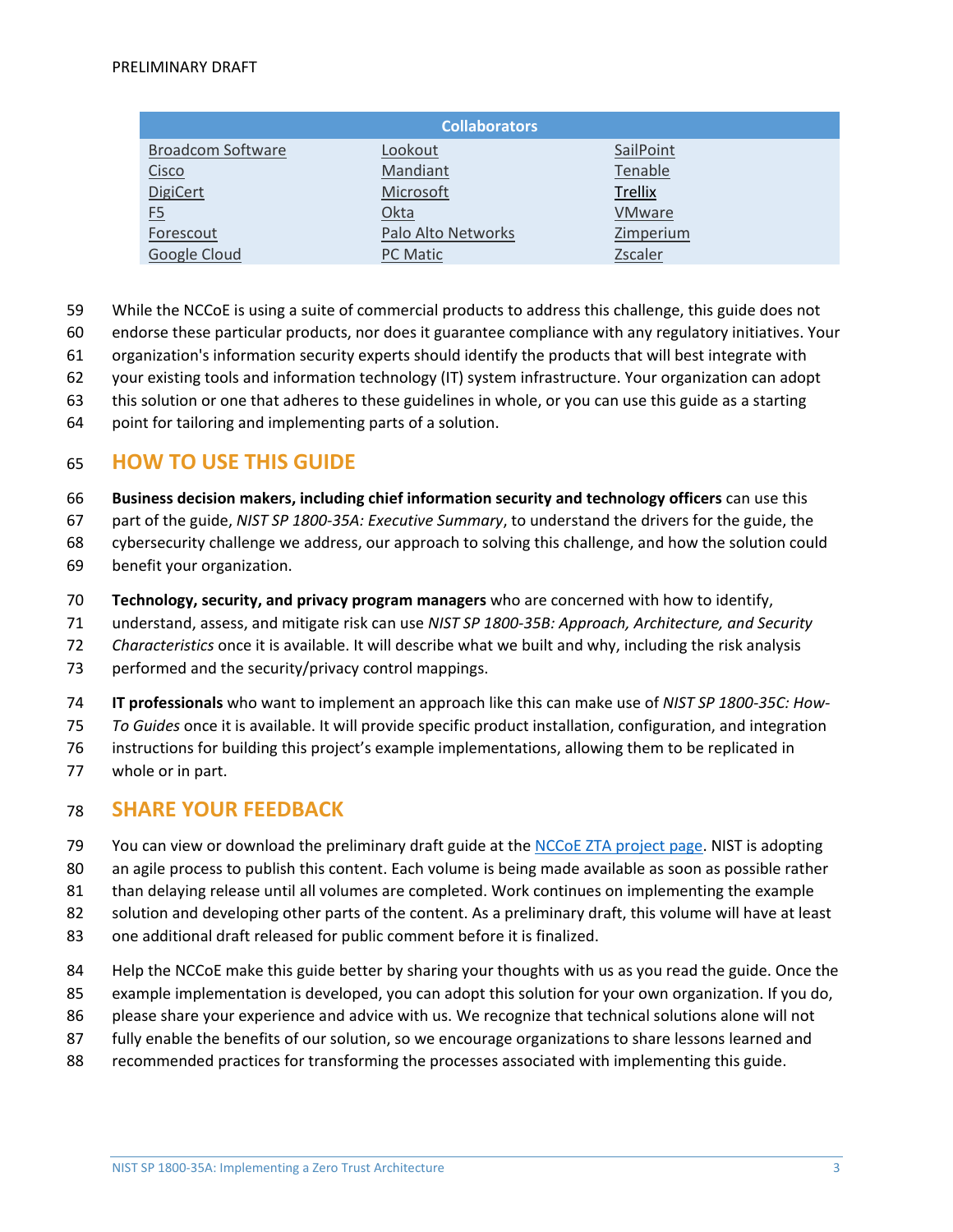| Collaborators | | |
|---|---|---|
| Broadcom Software | Lookout | SailPoint |
| Cisco | Mandiant | Tenable |
| DigiCert | Microsoft | Trellix |
| F5 | Okta | VMware |
| Forescout | Palo Alto Networks | Zimperium |
| Google Cloud | PC Matic | Zscaler |

While the NCCoE is using a suite of commercial products to address this challenge, this guide does not endorse these particular products, nor does it guarantee compliance with any regulatory initiatives. Your organization's information security experts should identify the products that will best integrate with your existing tools and information technology (IT) system infrastructure. Your organization can adopt this solution or one that adheres to these guidelines in whole, or you can use this guide as a starting point for tailoring and implementing parts of a solution.

## HOW TO USE THIS GUIDE

**Business decision makers, including chief information security and technology officers** can use this part of the guide, *NIST SP 1800-35A: Executive Summary*, to understand the drivers for the guide, the cybersecurity challenge we address, our approach to solving this challenge, and how the solution could benefit your organization.

**Technology, security, and privacy program managers** who are concerned with how to identify, understand, assess, and mitigate risk can use *NIST SP 1800-35B: Approach, Architecture, and Security Characteristics* once it is available. It will describe what we built and why, including the risk analysis performed and the security/privacy control mappings.

**IT professionals** who want to implement an approach like this can make use of *NIST SP 1800-35C: How-To Guides* once it is available. It will provide specific product installation, configuration, and integration instructions for building this project's example implementations, allowing them to be replicated in whole or in part.

## SHARE YOUR FEEDBACK

You can view or download the preliminary draft guide at the NCCoE ZTA project page. NIST is adopting an agile process to publish this content. Each volume is being made available as soon as possible rather than delaying release until all volumes are completed. Work continues on implementing the example solution and developing other parts of the content. As a preliminary draft, this volume will have at least one additional draft released for public comment before it is finalized.

Help the NCCoE make this guide better by sharing your thoughts with us as you read the guide. Once the example implementation is developed, you can adopt this solution for your own organization. If you do, please share your experience and advice with us. We recognize that technical solutions alone will not fully enable the benefits of our solution, so we encourage organizations to share lessons learned and recommended practices for transforming the processes associated with implementing this guide.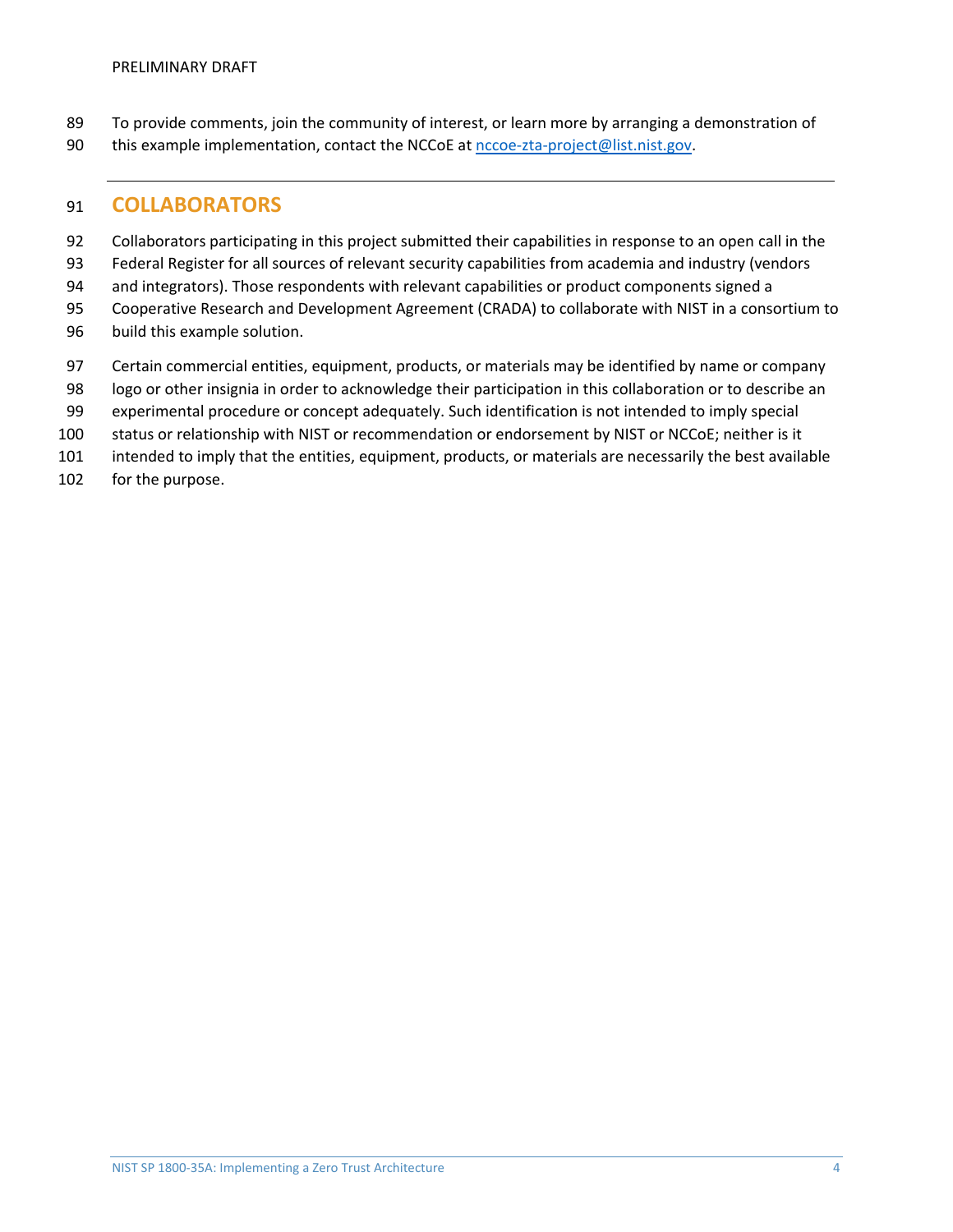To provide comments, join the community of interest, or learn more by arranging a demonstration of this example implementation, contact the NCCoE at [nccoe-zta-project@list.nist.gov](mailto:nccoe-zta-project@list.nist.gov).

## COLLABORATORS

Collaborators participating in this project submitted their capabilities in response to an open call in the Federal Register for all sources of relevant security capabilities from academia and industry (vendors and integrators). Those respondents with relevant capabilities or product components signed a Cooperative Research and Development Agreement (CRADA) to collaborate with NIST in a consortium to build this example solution.

Certain commercial entities, equipment, products, or materials may be identified by name or company logo or other insignia in order to acknowledge their participation in this collaboration or to describe an experimental procedure or concept adequately. Such identification is not intended to imply special status or relationship with NIST or recommendation or endorsement by NIST or NCCoE; neither is it intended to imply that the entities, equipment, products, or materials are necessarily the best available for the purpose.